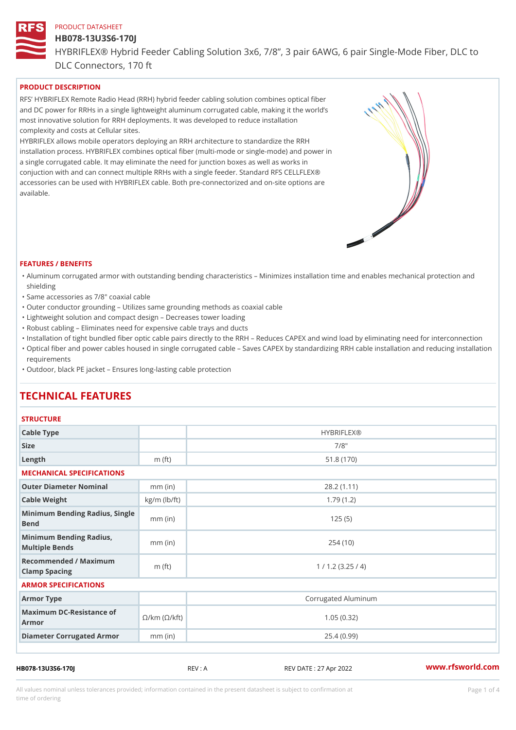PRODUCT DATASHEET

# HB078-13U3S6-170J

HYBRIFLEX® Hybrid Feeder Cabling Solution 3x6, 7/8”, 3 pair 6AWG, 6 pair Single-Mode Fiber, DLC to DLC Connectors, 170 ft

## PRODUCT DESCRIPTION

RFS’ HYBRIFLEX Remote Radio Head (RRH) hybrid feeder cabling solution combines optical fiber and DC power for RRHs in a single lightweight aluminum corrugated cable, making it the world’s most innovative solution for RRH deployments. It was developed to reduce installation complexity and costs at Cellular sites.

HYBRIFLEX allows mobile operators deploying an RRH architecture to standardize the RRH installation process. HYBRIFLEX combines optical fiber (multi-mode or single-mode) and power in a single corrugated cable. It may eliminate the need for junction boxes as well as works in conjuction with and can connect multiple RRHs with a single feeder. Standard RFS CELLFLEX® accessories can be used with HYBRIFLEX cable. Both pre-connectorized and on-site options are available.

## FEATURES / BENEFITS

- Aluminum corrugated armor with outstanding bending characteristics – Minimizes installation time and enables mechanical protection and shielding
- Same accessories as 7/8" coaxial cable
- Outer conductor grounding – Utilizes same grounding methods as coaxial cable
- Lightweight solution and compact design – Decreases tower loading
- Robust cabling – Eliminates need for expensive cable trays and ducts
- Installation of tight bundled fiber optic cable pairs directly to the RRH – Reduces CAPEX and wind load by eliminating need for interconnection
- Optical fiber and power cables housed in single corrugated cable – Saves CAPEX by standardizing RRH cable installation and reducing installation requirements
- Outdoor, black PE jacket – Ensures long-lasting cable protection

# TECHNICAL FEATURES

### STRUCTURE

| | | |
|---|---|---|
| Cable Type | | HYBRIFLEX® |
| Size | | 7/8" |
| Length | m (ft) | 51.8 (170) |

### MECHANICAL SPECIFICATIONS

| | | |
|---|---|---|
| Outer Diameter Nominal | mm (in) | 28.2 (1.11) |
| Cable Weight | kg/m (lb/ft) | 1.79 (1.2) |
| Minimum Bending Radius, Single Bend | mm (in) | 125 (5) |
| Minimum Bending Radius, Multiple Bends | mm (in) | 254 (10) |
| Recommended / Maximum Clamp Spacing | m (ft) | 1 / 1.2 (3.25 / 4) |

### ARMOR SPECIFICATIONS

| | | |
|---|---|---|
| Armor Type | | Corrugated Aluminum |
| Maximum DC-Resistance of Armor | Ω/km (Ω/kft) | 1.05 (0.32) |
| Diameter Corrugated Armor | mm (in) | 25.4 (0.99) |

HB078-13U3S6-170J REV : A REV DATE : 27 Apr 2022 www.rfsworld.com

All values nominal unless tolerances provided; information contained in the present datasheet is subject to confirmation at time of ordering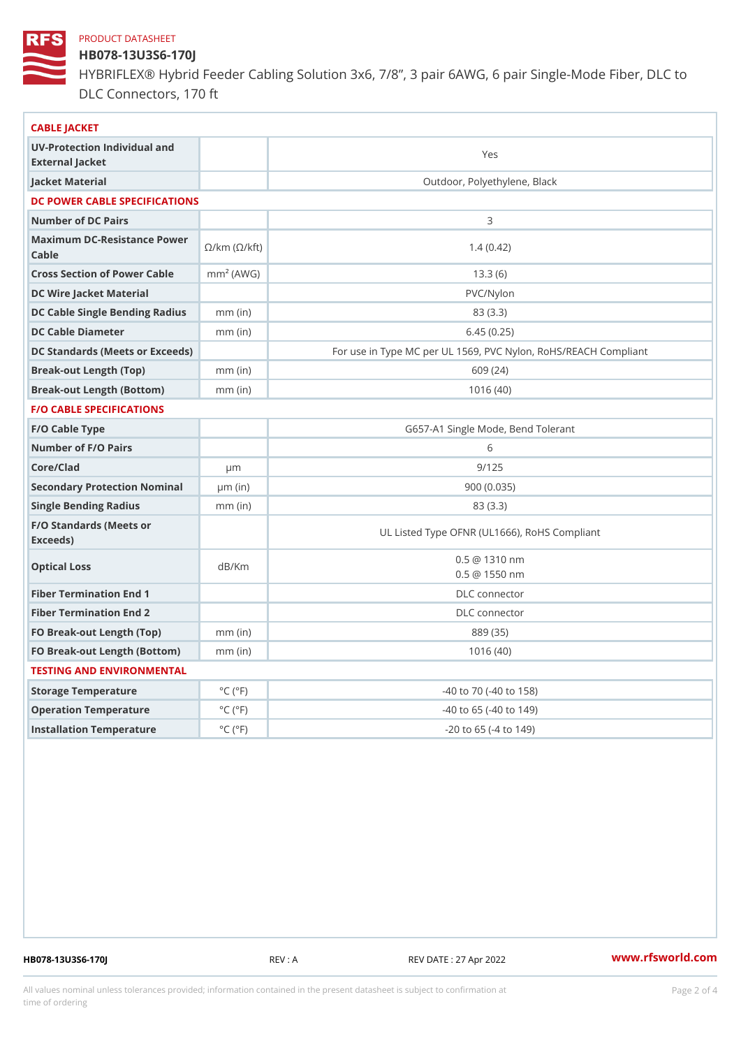PRODUCT DATASHEET

# HB078-13U3S6-170J

HYBRIFLEX® Hybrid Feeder Cabling Solution 3x6, 7/8”, 3 pair 6AWG, 6 pair Single-Mode Fiber, DLC to DLC Connectors, 170 ft

| CABLE JACKET | | |
|---|---|---|
| UV-Protection Individual and External Jacket | | Yes |
| Jacket Material | | Outdoor, Polyethylene, Black |
| **DC POWER CABLE SPECIFICATIONS** | | |
| Number of DC Pairs | | 3 |
| Maximum DC-Resistance Power Cable | Ω/km (Ω/kft) | 1.4 (0.42) |
| Cross Section of Power Cable | $mm^2$ (AWG) | 13.3 (6) |
| DC Wire Jacket Material | | PVC/Nylon |
| DC Cable Single Bending Radius | mm (in) | 83 (3.3) |
| DC Cable Diameter | mm (in) | 6.45 (0.25) |
| DC Standards (Meets or Exceeds) | | For use in Type MC per UL 1569, PVC Nylon, RoHS/REACH Compliant |
| Break-out Length (Top) | mm (in) | 609 (24) |
| Break-out Length (Bottom) | mm (in) | 1016 (40) |
| **F/O CABLE SPECIFICATIONS** | | |
| F/O Cable Type | | G657-A1 Single Mode, Bend Tolerant |
| Number of F/O Pairs | | 6 |
| Core/Clad | μm | 9/125 |
| Secondary Protection Nominal | μm (in) | 900 (0.035) |
| Single Bending Radius | mm (in) | 83 (3.3) |
| F/O Standards (Meets or Exceeds) | | UL Listed Type OFNR (UL1666), RoHS Compliant |
| Optical Loss | dB/Km | 0.5 @ 1310 nm<br>0.5 @ 1550 nm |
| Fiber Termination End 1 | | DLC connector |
| Fiber Termination End 2 | | DLC connector |
| FO Break-out Length (Top) | mm (in) | 889 (35) |
| FO Break-out Length (Bottom) | mm (in) | 1016 (40) |
| **TESTING AND ENVIRONMENTAL** | | |
| Storage Temperature | °C (°F) | -40 to 70 (-40 to 158) |
| Operation Temperature | °C (°F) | -40 to 65 (-40 to 149) |
| Installation Temperature | °C (°F) | -20 to 65 (-4 to 149) |

HB078-13U3S6-170J REV : A REV DATE : 27 Apr 2022 www.rfsworld.com

All values nominal unless tolerances provided; information contained in the present datasheet is subject to confirmation at time of ordering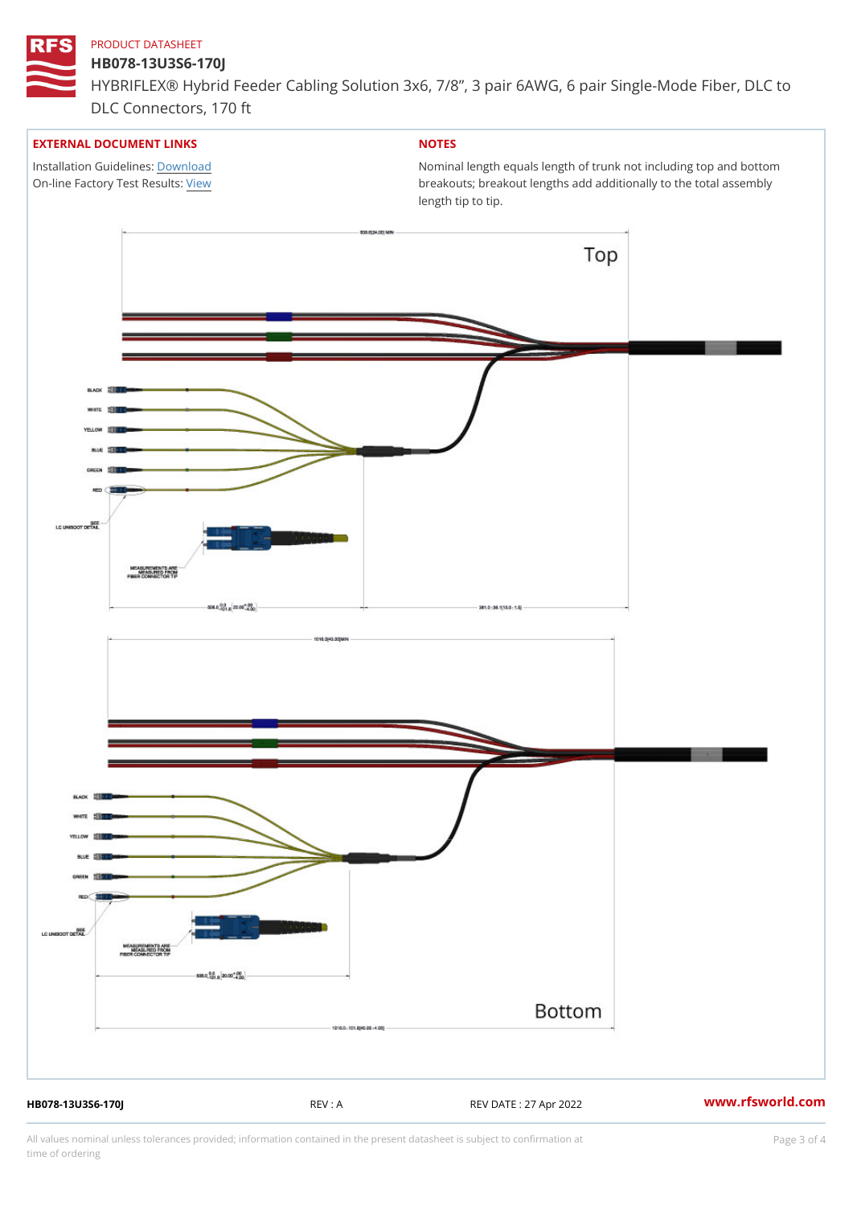PRODUCT DATASHEET

# HB078-13U3S6-170J

HYBRIFLEX® Hybrid Feeder Cabling Solution 3x6, 7/8”, 3 pair 6AWG, 6 pair Single-Mode Fiber, DLC to DLC Connectors, 170 ft

## EXTERNAL DOCUMENT LINKS

Installation Guidelines: Download
On-line Factory Test Results: View

## NOTES

Nominal length equals length of trunk not including top and bottom breakouts; breakout lengths add additionally to the total assembly length tip to tip.

Top

BLACK
WHITE
YELLOW
BLUE
GREEN
RED

SEE LC UNIBOOT DETAIL

MEASUREMENTS ARE MEASURED FROM FIBER CONNECTOR TIP

Bottom

BLACK
WHITE
YELLOW
BLUE
GREEN
RED

SEE LC UNIBOOT DETAIL

MEASUREMENTS ARE MEASURED FROM FIBER CONNECTOR TIP

HB078-13U3S6-170J | REV : A | REV DATE : 27 Apr 2022 | www.rfsworld.com

All values nominal unless tolerances provided; information contained in the present datasheet is subject to confirmation at time of ordering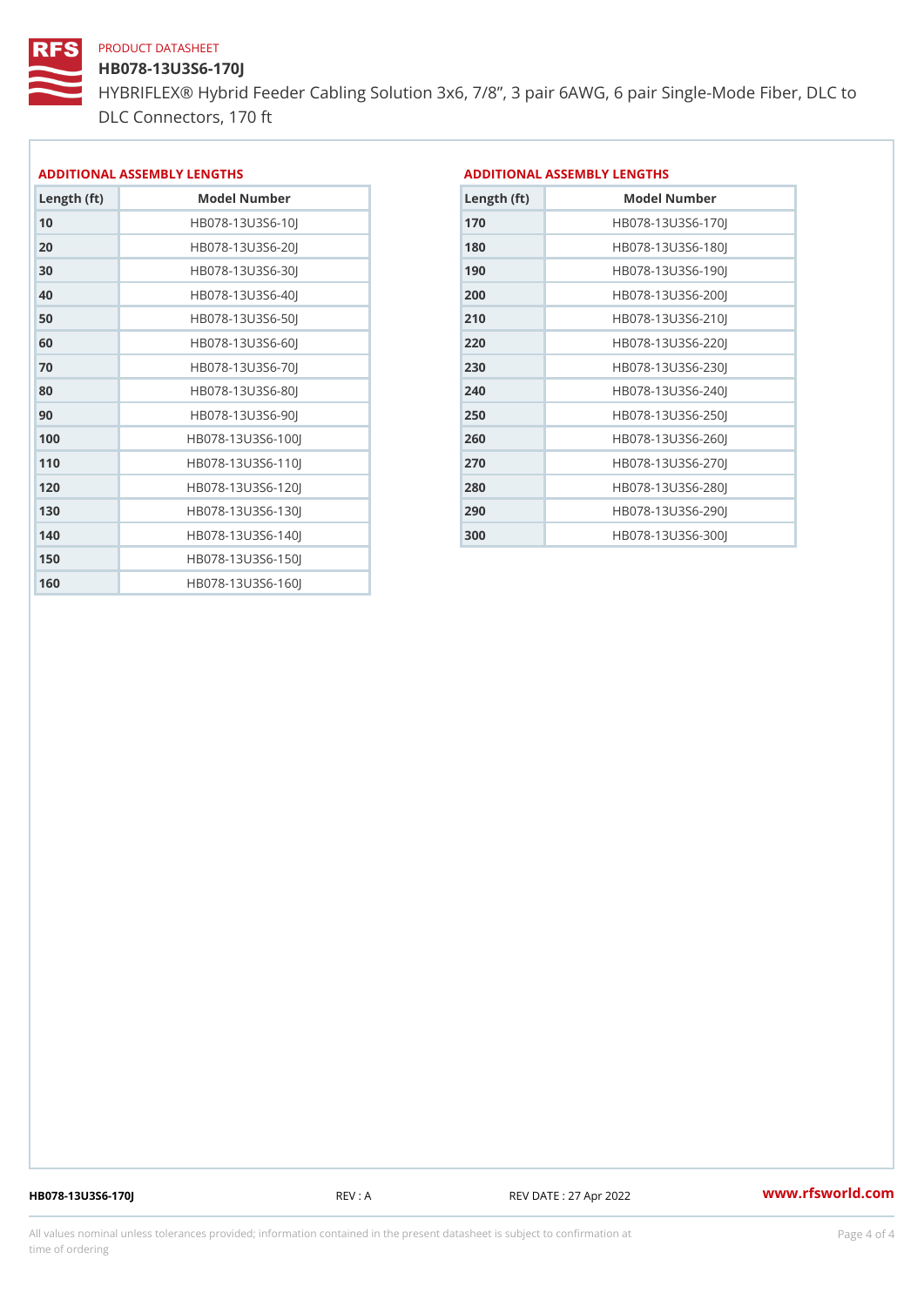PRODUCT DATASHEET

# HB078-13U3S6-170J

HYBRIFLEX® Hybrid Feeder Cabling Solution 3x6, 7/8", 3 pair 6AWG, 6 pair Single-Mode Fiber, DLC to DLC Connectors, 170 ft

## ADDITIONAL ASSEMBLY LENGTHS

| Length (ft) | Model Number |
|---|---|
| 10 | HB078-13U3S6-10J |
| 20 | HB078-13U3S6-20J |
| 30 | HB078-13U3S6-30J |
| 40 | HB078-13U3S6-40J |
| 50 | HB078-13U3S6-50J |
| 60 | HB078-13U3S6-60J |
| 70 | HB078-13U3S6-70J |
| 80 | HB078-13U3S6-80J |
| 90 | HB078-13U3S6-90J |
| 100 | HB078-13U3S6-100J |
| 110 | HB078-13U3S6-110J |
| 120 | HB078-13U3S6-120J |
| 130 | HB078-13U3S6-130J |
| 140 | HB078-13U3S6-140J |
| 150 | HB078-13U3S6-150J |
| 160 | HB078-13U3S6-160J |

## ADDITIONAL ASSEMBLY LENGTHS

| Length (ft) | Model Number |
|---|---|
| 170 | HB078-13U3S6-170J |
| 180 | HB078-13U3S6-180J |
| 190 | HB078-13U3S6-190J |
| 200 | HB078-13U3S6-200J |
| 210 | HB078-13U3S6-210J |
| 220 | HB078-13U3S6-220J |
| 230 | HB078-13U3S6-230J |
| 240 | HB078-13U3S6-240J |
| 250 | HB078-13U3S6-250J |
| 260 | HB078-13U3S6-260J |
| 270 | HB078-13U3S6-270J |
| 280 | HB078-13U3S6-280J |
| 290 | HB078-13U3S6-290J |
| 300 | HB078-13U3S6-300J |

HB078-13U3S6-170J REV : A REV DATE : 27 Apr 2022 www.rfsworld.com

All values nominal unless tolerances provided; information contained in the present datasheet is subject to confirmation at time of ordering